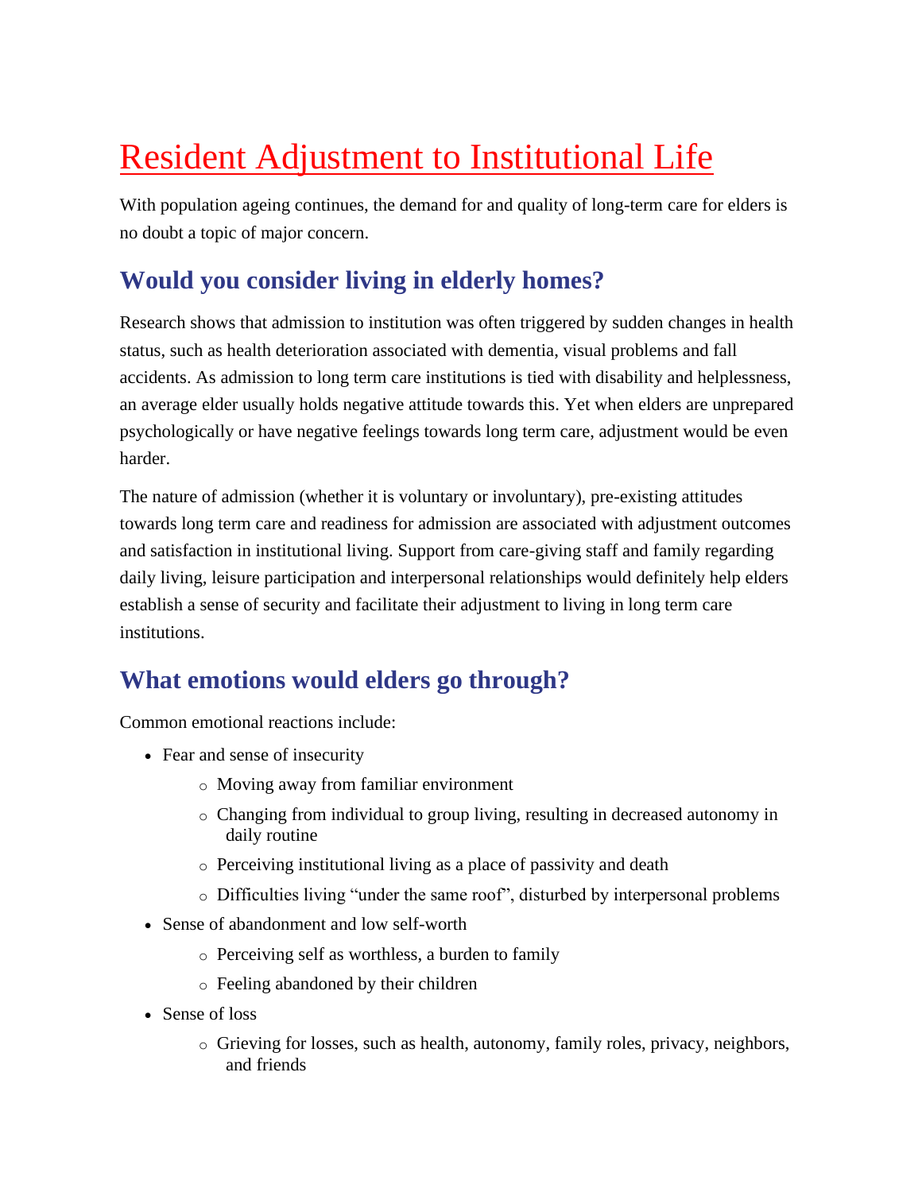# Resident Adjustment to Institutional Life

With population ageing continues, the demand for and quality of long-term care for elders is no doubt a topic of major concern.

## Would you consider living in elderly homes?

Research shows that admission to institution was often triggered by sudden changes in health status, such as health deterioration associated with dementia, visual problems and fall accidents. As admission to long term care institutions is tied with disability and helplessness, an average elder usually holds negative attitude towards this. Yet when elders are unprepared psychologically or have negative feelings towards long term care, adjustment would be even harder.

The nature of admission (whether it is voluntary or involuntary), pre-existing attitudes towards long term care and readiness for admission are associated with adjustment outcomes and satisfaction in institutional living. Support from care-giving staff and family regarding daily living, leisure participation and interpersonal relationships would definitely help elders establish a sense of security and facilitate their adjustment to living in long term care institutions.

## What emotions would elders go through?

Common emotional reactions include:

- Fear and sense of insecurity
  - Moving away from familiar environment
  - Changing from individual to group living, resulting in decreased autonomy in daily routine
  - Perceiving institutional living as a place of passivity and death
  - Difficulties living "under the same roof", disturbed by interpersonal problems
- Sense of abandonment and low self-worth
  - Perceiving self as worthless, a burden to family
  - Feeling abandoned by their children
- Sense of loss
  - Grieving for losses, such as health, autonomy, family roles, privacy, neighbors, and friends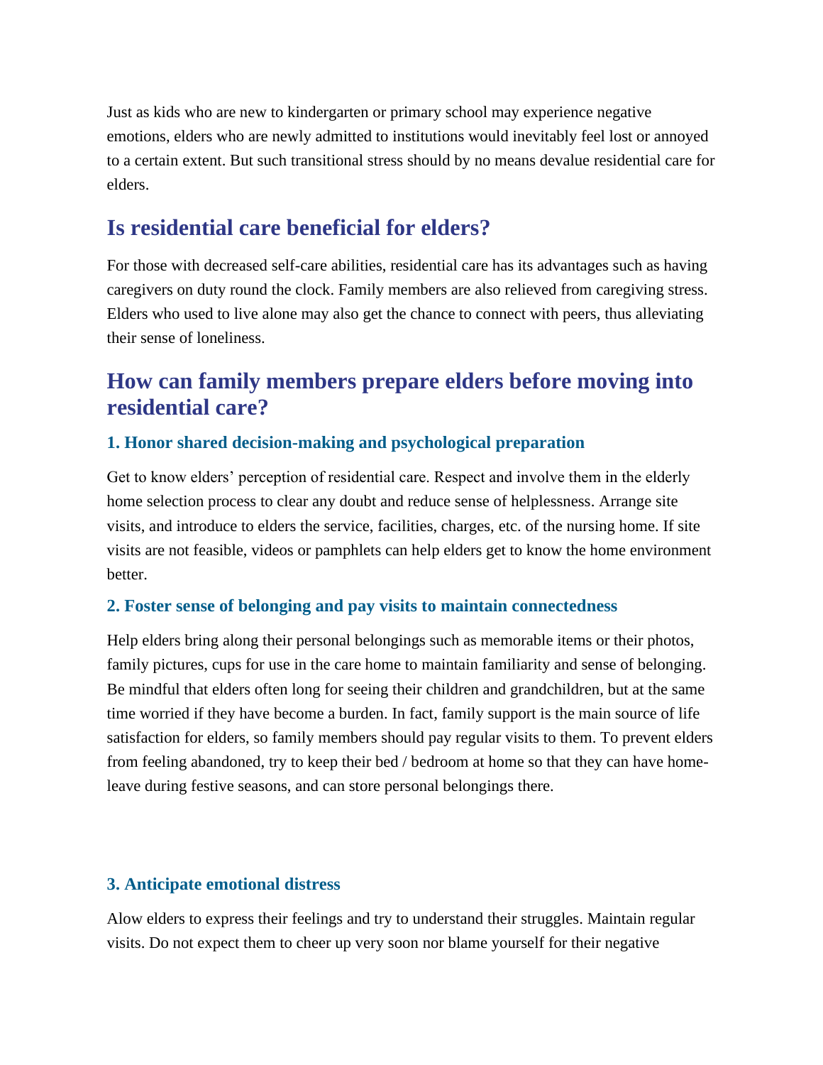Just as kids who are new to kindergarten or primary school may experience negative emotions, elders who are newly admitted to institutions would inevitably feel lost or annoyed to a certain extent. But such transitional stress should by no means devalue residential care for elders.

## Is residential care beneficial for elders?

For those with decreased self-care abilities, residential care has its advantages such as having caregivers on duty round the clock. Family members are also relieved from caregiving stress. Elders who used to live alone may also get the chance to connect with peers, thus alleviating their sense of loneliness.

## How can family members prepare elders before moving into residential care?

### 1. Honor shared decision-making and psychological preparation

Get to know elders' perception of residential care. Respect and involve them in the elderly home selection process to clear any doubt and reduce sense of helplessness. Arrange site visits, and introduce to elders the service, facilities, charges, etc. of the nursing home. If site visits are not feasible, videos or pamphlets can help elders get to know the home environment better.

### 2. Foster sense of belonging and pay visits to maintain connectedness

Help elders bring along their personal belongings such as memorable items or their photos, family pictures, cups for use in the care home to maintain familiarity and sense of belonging. Be mindful that elders often long for seeing their children and grandchildren, but at the same time worried if they have become a burden. In fact, family support is the main source of life satisfaction for elders, so family members should pay regular visits to them. To prevent elders from feeling abandoned, try to keep their bed / bedroom at home so that they can have home-leave during festive seasons, and can store personal belongings there.

### 3. Anticipate emotional distress

Alow elders to express their feelings and try to understand their struggles. Maintain regular visits. Do not expect them to cheer up very soon nor blame yourself for their negative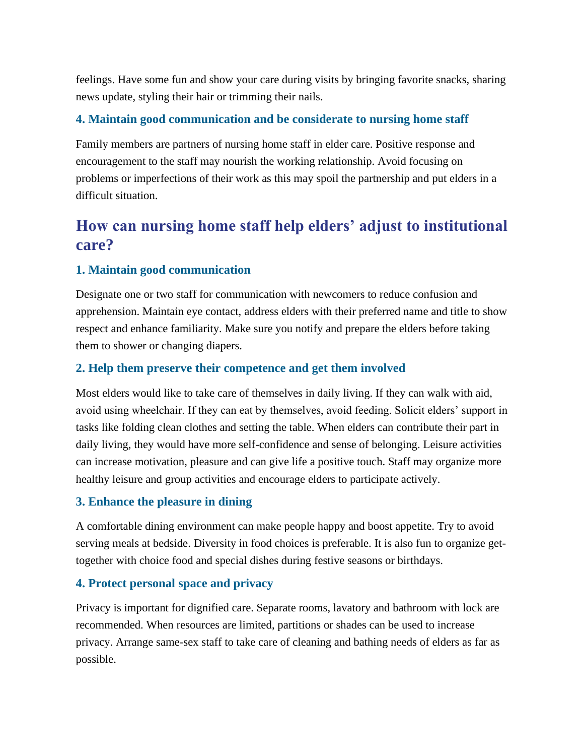feelings. Have some fun and show your care during visits by bringing favorite snacks, sharing news update, styling their hair or trimming their nails.

### 4. Maintain good communication and be considerate to nursing home staff

Family members are partners of nursing home staff in elder care. Positive response and encouragement to the staff may nourish the working relationship. Avoid focusing on problems or imperfections of their work as this may spoil the partnership and put elders in a difficult situation.

## How can nursing home staff help elders' adjust to institutional care?

### 1. Maintain good communication

Designate one or two staff for communication with newcomers to reduce confusion and apprehension. Maintain eye contact, address elders with their preferred name and title to show respect and enhance familiarity. Make sure you notify and prepare the elders before taking them to shower or changing diapers.

### 2. Help them preserve their competence and get them involved

Most elders would like to take care of themselves in daily living. If they can walk with aid, avoid using wheelchair. If they can eat by themselves, avoid feeding. Solicit elders' support in tasks like folding clean clothes and setting the table. When elders can contribute their part in daily living, they would have more self-confidence and sense of belonging. Leisure activities can increase motivation, pleasure and can give life a positive touch. Staff may organize more healthy leisure and group activities and encourage elders to participate actively.

### 3. Enhance the pleasure in dining

A comfortable dining environment can make people happy and boost appetite. Try to avoid serving meals at bedside. Diversity in food choices is preferable. It is also fun to organize get-together with choice food and special dishes during festive seasons or birthdays.

### 4. Protect personal space and privacy

Privacy is important for dignified care. Separate rooms, lavatory and bathroom with lock are recommended. When resources are limited, partitions or shades can be used to increase privacy. Arrange same-sex staff to take care of cleaning and bathing needs of elders as far as possible.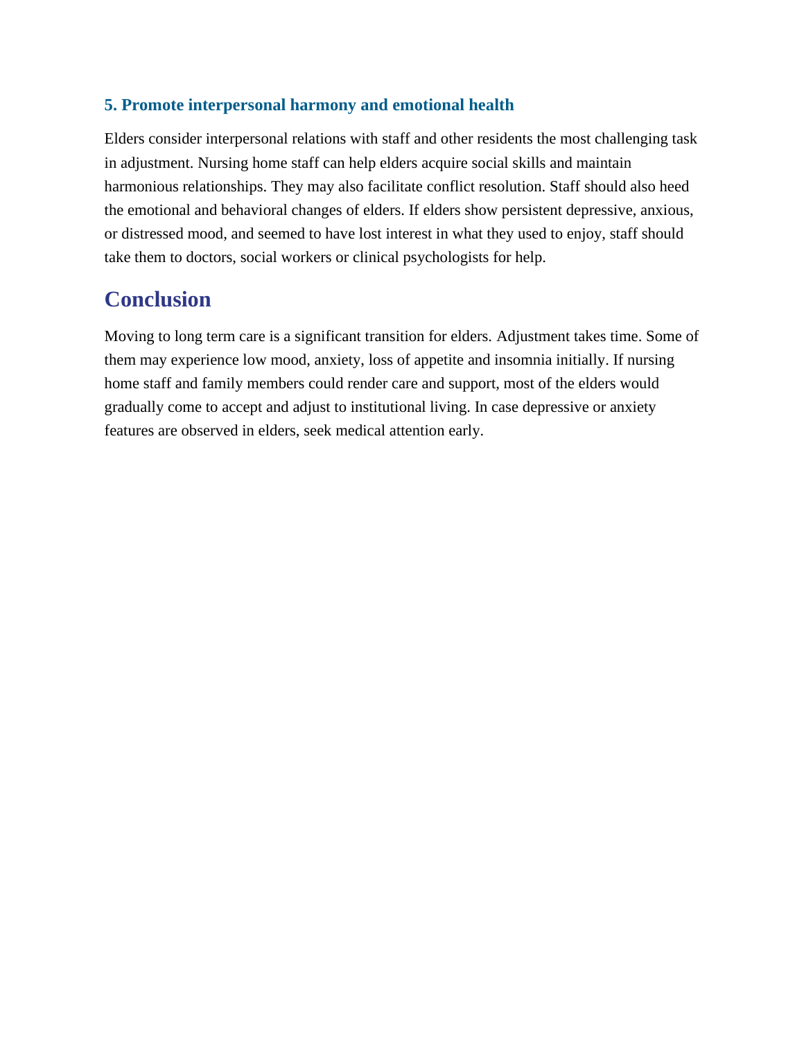### 5. Promote interpersonal harmony and emotional health

Elders consider interpersonal relations with staff and other residents the most challenging task in adjustment. Nursing home staff can help elders acquire social skills and maintain harmonious relationships. They may also facilitate conflict resolution. Staff should also heed the emotional and behavioral changes of elders. If elders show persistent depressive, anxious, or distressed mood, and seemed to have lost interest in what they used to enjoy, staff should take them to doctors, social workers or clinical psychologists for help.

## Conclusion

Moving to long term care is a significant transition for elders. Adjustment takes time. Some of them may experience low mood, anxiety, loss of appetite and insomnia initially. If nursing home staff and family members could render care and support, most of the elders would gradually come to accept and adjust to institutional living. In case depressive or anxiety features are observed in elders, seek medical attention early.